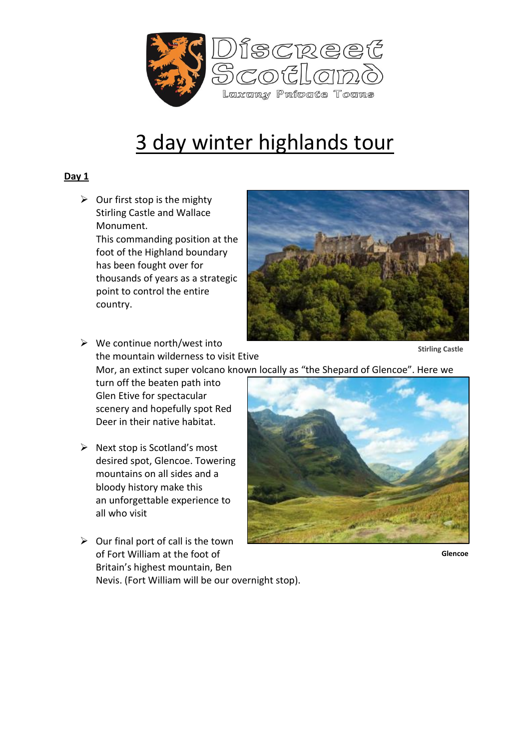Discreet Scotland

Luxury Private Tours

# 3 day winter highlands tour

## Day 1

- Our first stop is the mighty Stirling Castle and Wallace Monument.
  This commanding position at the foot of the Highland boundary has been fought over for thousands of years as a strategic point to control the entire country.

Stirling Castle

- We continue north/west into the mountain wilderness to visit Etive Mor, an extinct super volcano known locally as “the Shepard of Glencoe”. Here we turn off the beaten path into Glen Etive for spectacular scenery and hopefully spot Red Deer in their native habitat.

- Next stop is Scotland’s most desired spot, Glencoe. Towering mountains on all sides and a bloody history make this an unforgettable experience to all who visit

- Our final port of call is the town of Fort William at the foot of Britain’s highest mountain, Ben Nevis. (Fort William will be our overnight stop).

Glencoe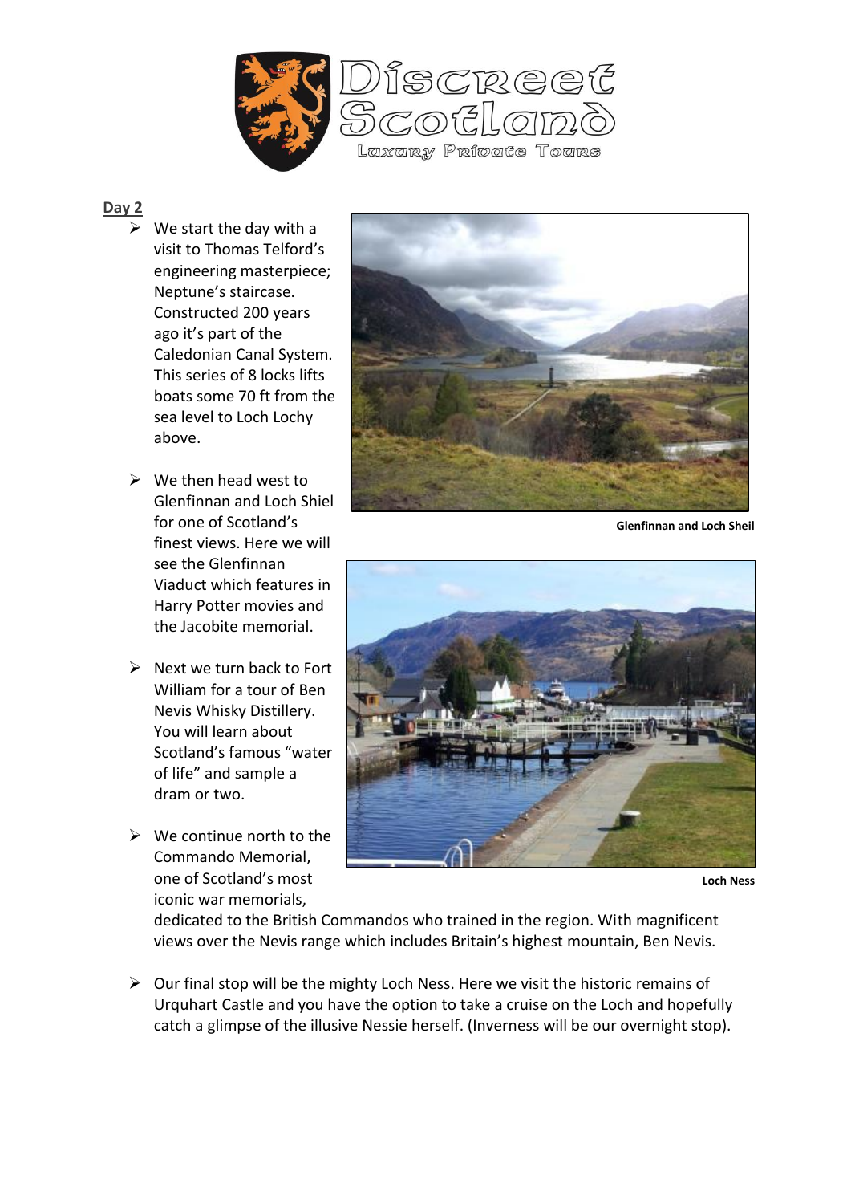**Day 2**

- We start the day with a visit to Thomas Telford's engineering masterpiece; Neptune's staircase. Constructed 200 years ago it's part of the Caledonian Canal System. This series of 8 locks lifts boats some 70 ft from the sea level to Loch Lochy above.
- We then head west to Glenfinnan and Loch Shiel for one of Scotland's finest views. Here we will see the Glenfinnan Viaduct which features in Harry Potter movies and the Jacobite memorial.
- Next we turn back to Fort William for a tour of Ben Nevis Whisky Distillery. You will learn about Scotland's famous "water of life" and sample a dram or two.
- We continue north to the Commando Memorial, one of Scotland's most iconic war memorials, dedicated to the British Commandos who trained in the region. With magnificent views over the Nevis range which includes Britain's highest mountain, Ben Nevis.
- Our final stop will be the mighty Loch Ness. Here we visit the historic remains of Urquhart Castle and you have the option to take a cruise on the Loch and hopefully catch a glimpse of the illusive Nessie herself. (Inverness will be our overnight stop).

**Glenfinnan and Loch Sheil**

**Loch Ness**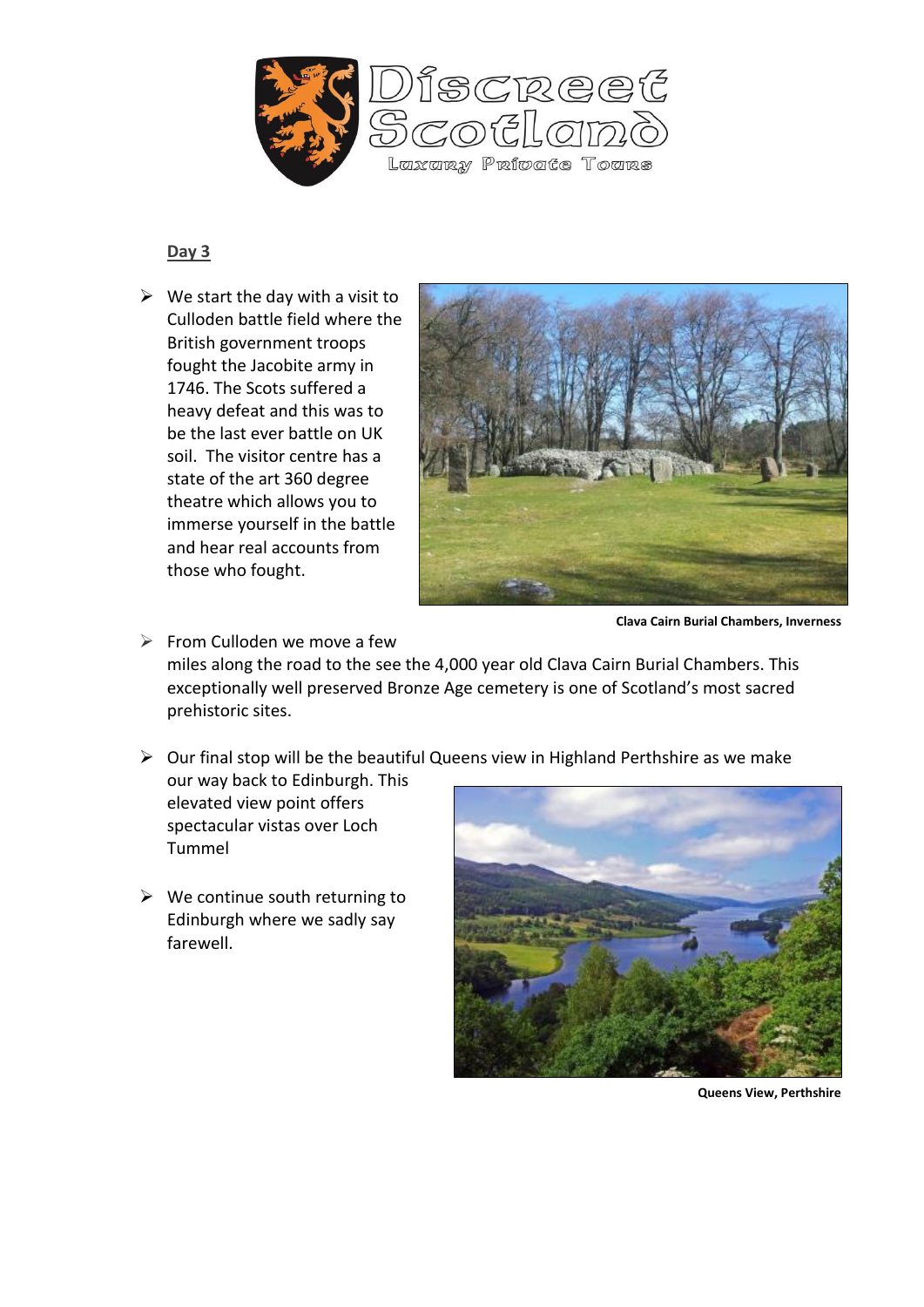## Day 3

- We start the day with a visit to Culloden battle field where the British government troops fought the Jacobite army in 1746. The Scots suffered a heavy defeat and this was to be the last ever battle on UK soil. The visitor centre has a state of the art 360 degree theatre which allows you to immerse yourself in the battle and hear real accounts from those who fought.

**Clava Cairn Burial Chambers, Inverness**

- From Culloden we move a few miles along the road to the see the 4,000 year old Clava Cairn Burial Chambers. This exceptionally well preserved Bronze Age cemetery is one of Scotland's most sacred prehistoric sites.

- Our final stop will be the beautiful Queens view in Highland Perthshire as we make our way back to Edinburgh. This elevated view point offers spectacular vistas over Loch Tummel

- We continue south returning to Edinburgh where we sadly say farewell.

**Queens View, Perthshire**